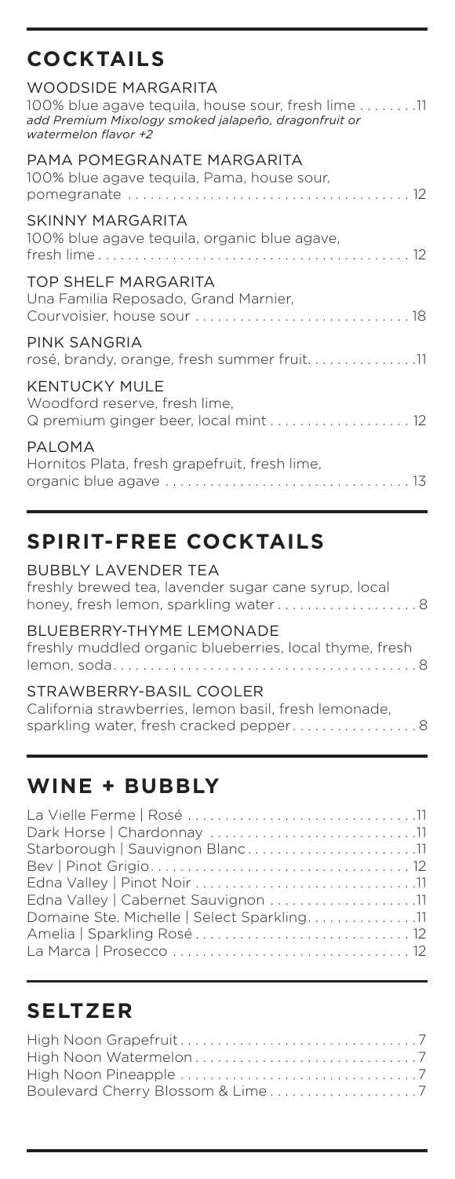## COCKTAILS

WOODSIDE MARGARITA
100% blue agave tequila, house sour, fresh lime . . . . . . . . 11
*add Premium Mixology smoked jalapeño, dragonfruit or watermelon flavor +2*

PAMA POMEGRANATE MARGARITA
100% blue agave tequila, Pama, house sour, pomegranate . . . . . . . . 12

SKINNY MARGARITA
100% blue agave tequila, organic blue agave, fresh lime . . . . . . . . 12

TOP SHELF MARGARITA
Una Familia Reposado, Grand Marnier, Courvoisier, house sour . . . . . . . . 18

PINK SANGRIA
rosé, brandy, orange, fresh summer fruit. . . . . . . . . 11

KENTUCKY MULE
Woodford reserve, fresh lime, Q premium ginger beer, local mint . . . . . . . . 12

PALOMA
Hornitos Plata, fresh grapefruit, fresh lime, organic blue agave . . . . . . . . 13

## SPIRIT-FREE COCKTAILS

BUBBLY LAVENDER TEA
freshly brewed tea, lavender sugar cane syrup, local honey, fresh lemon, sparkling water . . . . . . . . 8

BLUEBERRY-THYME LEMONADE
freshly muddled organic blueberries, local thyme, fresh lemon, soda. . . . . . . . . 8

STRAWBERRY-BASIL COOLER
California strawberries, lemon basil, fresh lemonade, sparkling water, fresh cracked pepper. . . . . . . . . 8

## WINE + BUBBLY

La Vielle Ferme | Rosé . . . . . . . . 11
Dark Horse | Chardonnay . . . . . . . . 11
Starborough | Sauvignon Blanc. . . . . . . . . 11
Bev | Pinot Grigio. . . . . . . . . 12
Edna Valley | Pinot Noir . . . . . . . . 11
Edna Valley | Cabernet Sauvignon . . . . . . . . 11
Domaine Ste. Michelle | Select Sparkling. . . . . . . . . 11
Amelia | Sparkling Rosé . . . . . . . . 12
La Marca | Prosecco . . . . . . . . 12

## SELTZER

High Noon Grapefruit . . . . . . . . 7
High Noon Watermelon . . . . . . . . 7
High Noon Pineapple . . . . . . . . 7
Boulevard Cherry Blossom & Lime . . . . . . . . 7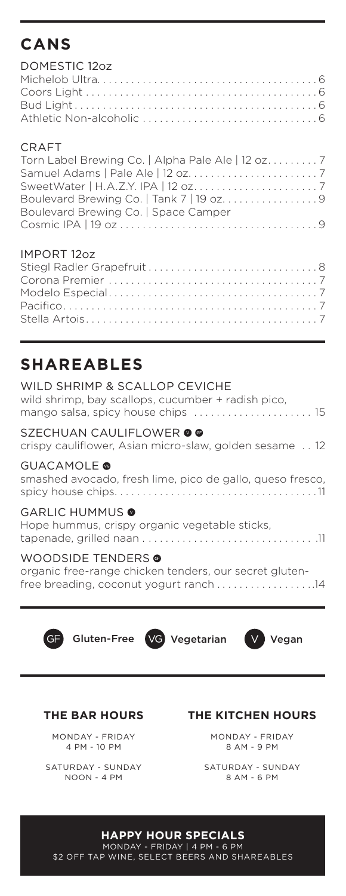## CANS

### DOMESTIC 12oz

Michelob Ultra. . . . . . . . . . . . . . . . . . . . . . . . . . . . . . . . . . . . . . 6
Coors Light . . . . . . . . . . . . . . . . . . . . . . . . . . . . . . . . . . . . . . . . 6
Bud Light . . . . . . . . . . . . . . . . . . . . . . . . . . . . . . . . . . . . . . . . . . 6
Athletic Non-alcoholic . . . . . . . . . . . . . . . . . . . . . . . . . . . . . . 6

### CRAFT

Torn Label Brewing Co. | Alpha Pale Ale | 12 oz. . . . . . . . . 7
Samuel Adams | Pale Ale | 12 oz. . . . . . . . . . . . . . . . . . . . . . 7
SweetWater | H.A.Z.Y. IPA | 12 oz. . . . . . . . . . . . . . . . . . . . . 7
Boulevard Brewing Co. | Tank 7 | 19 oz. . . . . . . . . . . . . . . . 9
Boulevard Brewing Co. | Space Camper
Cosmic IPA | 19 oz . . . . . . . . . . . . . . . . . . . . . . . . . . . . . . . . . . 9

### IMPORT 12oz

Stiegl Radler Grapefruit . . . . . . . . . . . . . . . . . . . . . . . . . . . . . 8
Corona Premier . . . . . . . . . . . . . . . . . . . . . . . . . . . . . . . . . . . . 7
Modelo Especial. . . . . . . . . . . . . . . . . . . . . . . . . . . . . . . . . . . . 7
Pacifico. . . . . . . . . . . . . . . . . . . . . . . . . . . . . . . . . . . . . . . . . . . . 7
Stella Artois. . . . . . . . . . . . . . . . . . . . . . . . . . . . . . . . . . . . . . . . 7

## SHAREABLES

**WILD SHRIMP & SCALLOP CEVICHE**
wild shrimp, bay scallops, cucumber + radish pico, mango salsa, spicy house chips . . . . . . . . . . . . . . . . . . . . . 15

**SZECHUAN CAULIFLOWER** V GF
crispy cauliflower, Asian micro-slaw, golden sesame . . 12

**GUACAMOLE** VG
smashed avocado, fresh lime, pico de gallo, queso fresco, spicy house chips. . . . . . . . . . . . . . . . . . . . . . . . . . . . . . . . . . . 11

**GARLIC HUMMUS** V
Hope hummus, crispy organic vegetable sticks, tapenade, grilled naan . . . . . . . . . . . . . . . . . . . . . . . . . . . . . . 11

**WOODSIDE TENDERS** GF
organic free-range chicken tenders, our secret gluten-free breading, coconut yogurt ranch . . . . . . . . . . . . . . . . . 14

GF Gluten-Free VG Vegetarian V Vegan

### THE BAR HOURS

MONDAY - FRIDAY
4 PM - 10 PM

SATURDAY - SUNDAY
NOON - 4 PM

### THE KITCHEN HOURS

MONDAY - FRIDAY
8 AM - 9 PM

SATURDAY - SUNDAY
8 AM - 6 PM

### HAPPY HOUR SPECIALS

MONDAY - FRIDAY | 4 PM - 6 PM
$2 OFF TAP WINE, SELECT BEERS AND SHAREABLES